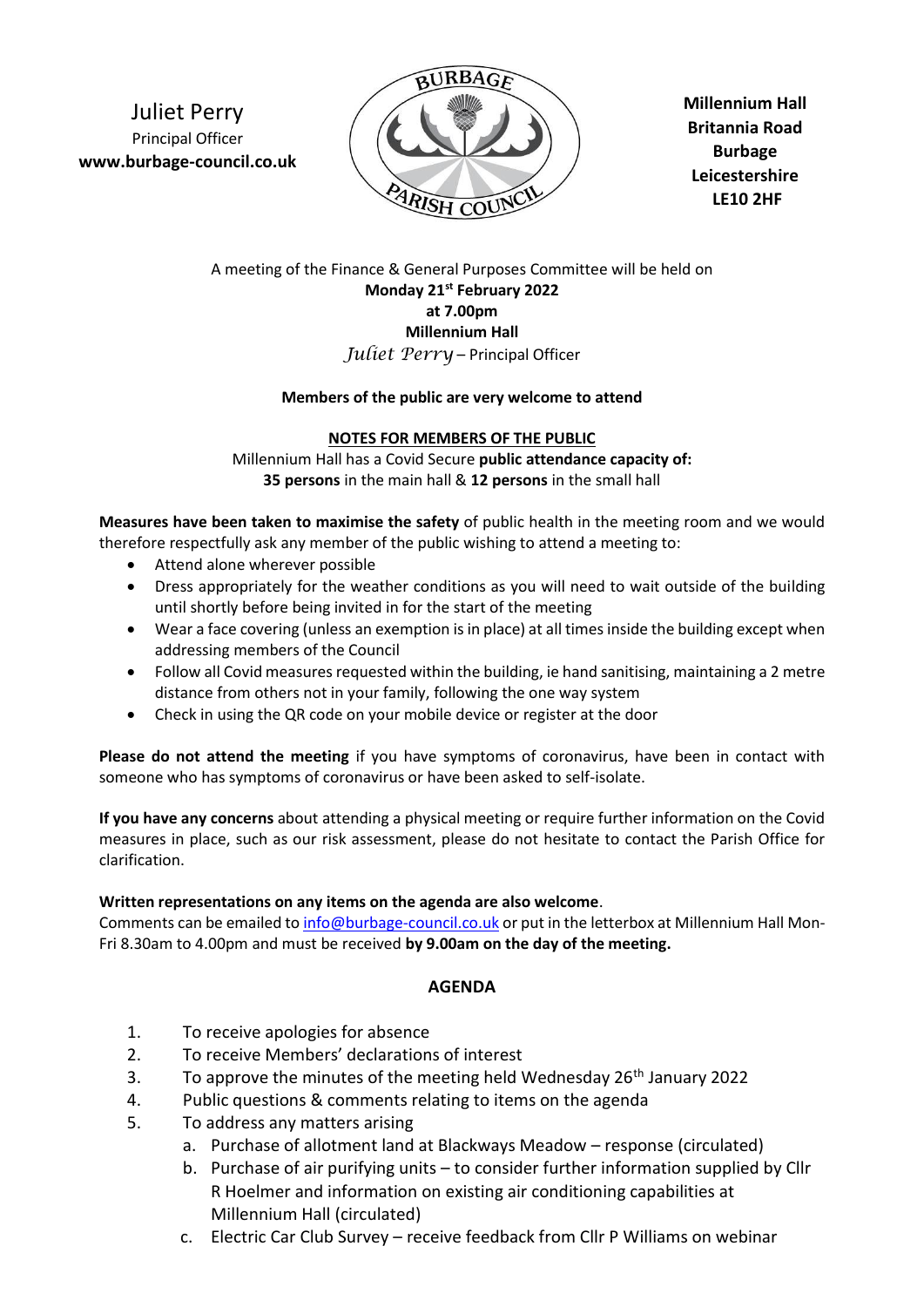Juliet Perry
Principal Officer
**www.burbage-council.co.uk**

**Millennium Hall**
**Britannia Road**
**Burbage**
**Leicestershire**
**LE10 2HF**

A meeting of the Finance & General Purposes Committee will be held on
**Monday 21st February 2022**
**at 7.00pm**
**Millennium Hall**
*Juliet Perry* – Principal Officer

**Members of the public are very welcome to attend**

**NOTES FOR MEMBERS OF THE PUBLIC**

Millennium Hall has a Covid Secure **public attendance capacity of:**
**35 persons** in the main hall & **12 persons** in the small hall

**Measures have been taken to maximise the safety** of public health in the meeting room and we would therefore respectfully ask any member of the public wishing to attend a meeting to:

- Attend alone wherever possible
- Dress appropriately for the weather conditions as you will need to wait outside of the building until shortly before being invited in for the start of the meeting
- Wear a face covering (unless an exemption is in place) at all times inside the building except when addressing members of the Council
- Follow all Covid measures requested within the building, ie hand sanitising, maintaining a 2 metre distance from others not in your family, following the one way system
- Check in using the QR code on your mobile device or register at the door

**Please do not attend the meeting** if you have symptoms of coronavirus, have been in contact with someone who has symptoms of coronavirus or have been asked to self-isolate.

**If you have any concerns** about attending a physical meeting or require further information on the Covid measures in place, such as our risk assessment, please do not hesitate to contact the Parish Office for clarification.

**Written representations on any items on the agenda are also welcome**.
Comments can be emailed to info@burbage-council.co.uk or put in the letterbox at Millennium Hall Mon-Fri 8.30am to 4.00pm and must be received **by 9.00am on the day of the meeting.**

## AGENDA

1. To receive apologies for absence
2. To receive Members' declarations of interest
3. To approve the minutes of the meeting held Wednesday 26th January 2022
4. Public questions & comments relating to items on the agenda
5. To address any matters arising
   a. Purchase of allotment land at Blackways Meadow – response (circulated)
   b. Purchase of air purifying units – to consider further information supplied by Cllr R Hoelmer and information on existing air conditioning capabilities at Millennium Hall (circulated)
   c. Electric Car Club Survey – receive feedback from Cllr P Williams on webinar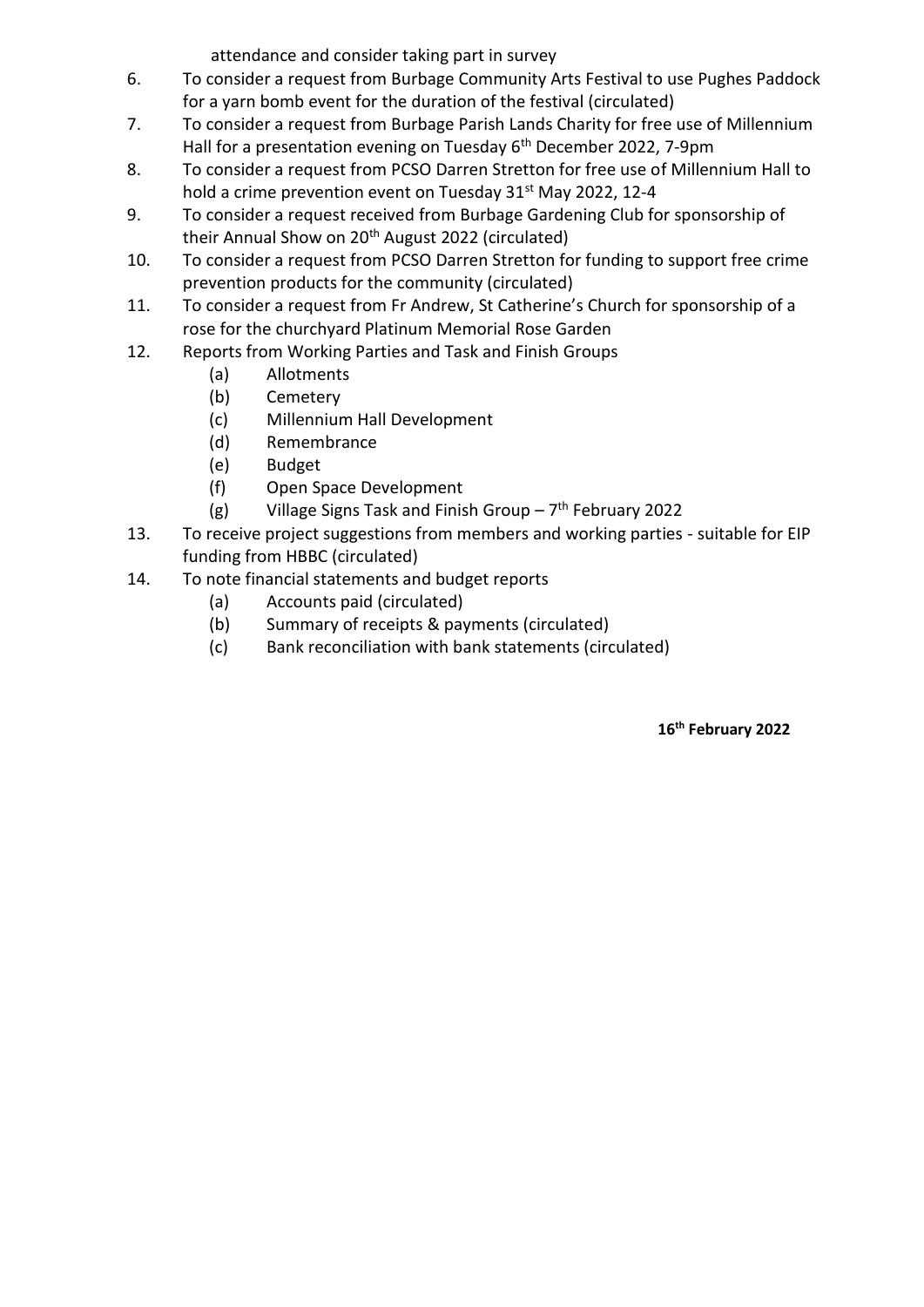attendance and consider taking part in survey

6. To consider a request from Burbage Community Arts Festival to use Pughes Paddock for a yarn bomb event for the duration of the festival (circulated)
7. To consider a request from Burbage Parish Lands Charity for free use of Millennium Hall for a presentation evening on Tuesday 6th December 2022, 7-9pm
8. To consider a request from PCSO Darren Stretton for free use of Millennium Hall to hold a crime prevention event on Tuesday 31st May 2022, 12-4
9. To consider a request received from Burbage Gardening Club for sponsorship of their Annual Show on 20th August 2022 (circulated)
10. To consider a request from PCSO Darren Stretton for funding to support free crime prevention products for the community (circulated)
11. To consider a request from Fr Andrew, St Catherine's Church for sponsorship of a rose for the churchyard Platinum Memorial Rose Garden
12. Reports from Working Parties and Task and Finish Groups
    - (a) Allotments
    - (b) Cemetery
    - (c) Millennium Hall Development
    - (d) Remembrance
    - (e) Budget
    - (f) Open Space Development
    - (g) Village Signs Task and Finish Group – 7th February 2022
13. To receive project suggestions from members and working parties - suitable for EIP funding from HBBC (circulated)
14. To note financial statements and budget reports
    - (a) Accounts paid (circulated)
    - (b) Summary of receipts & payments (circulated)
    - (c) Bank reconciliation with bank statements (circulated)

**16th February 2022**